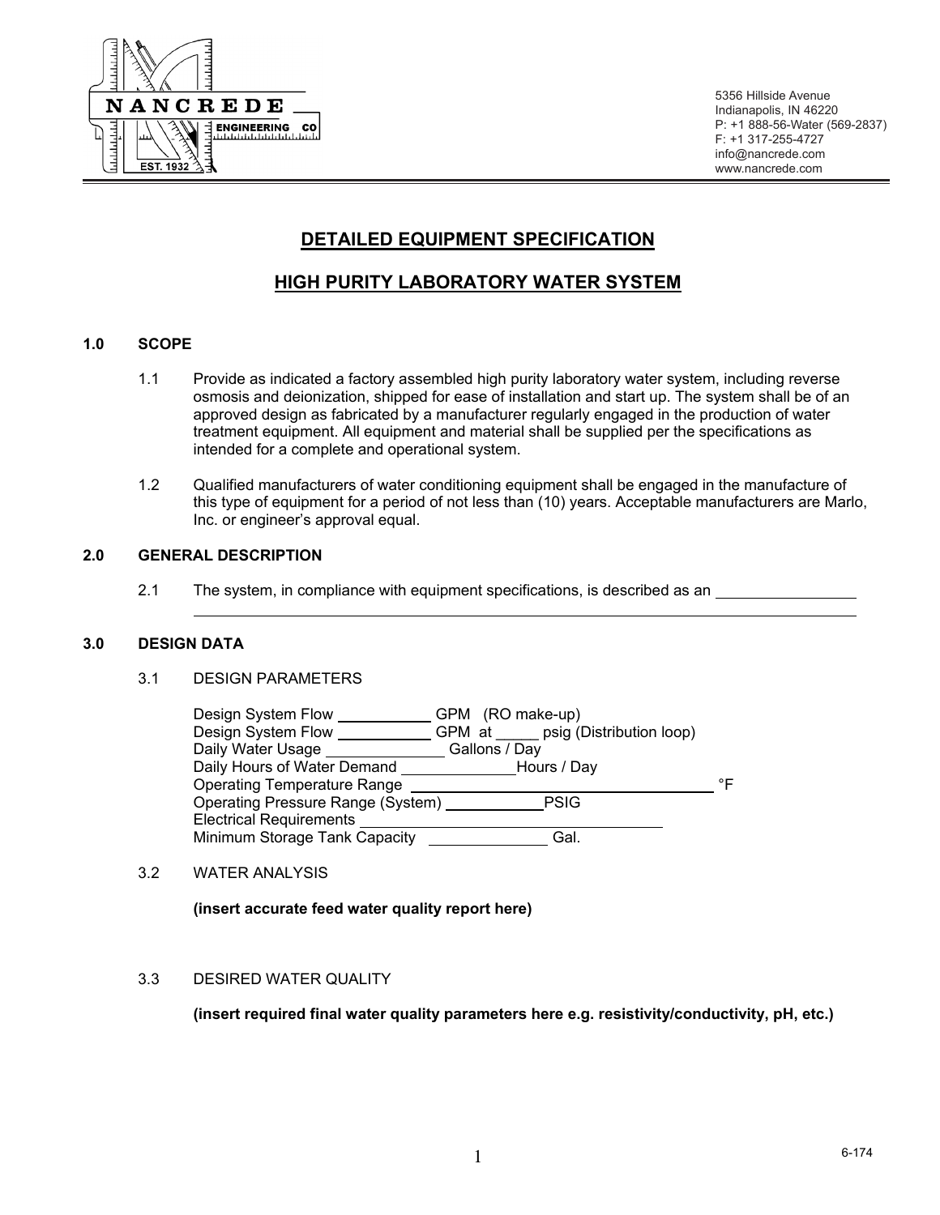NANCREDE ENGINEERING CO
EST. 1932

5356 Hillside Avenue
Indianapolis, IN 46220
P: +1 888-56-Water (569-2837)
F: +1 317-255-4727
info@nancrede.com
www.nancrede.com

# DETAILED EQUIPMENT SPECIFICATION

# HIGH PURITY LABORATORY WATER SYSTEM

## 1.0 SCOPE

1.1 Provide as indicated a factory assembled high purity laboratory water system, including reverse osmosis and deionization, shipped for ease of installation and start up. The system shall be of an approved design as fabricated by a manufacturer regularly engaged in the production of water treatment equipment. All equipment and material shall be supplied per the specifications as intended for a complete and operational system.

1.2 Qualified manufacturers of water conditioning equipment shall be engaged in the manufacture of this type of equipment for a period of not less than (10) years. Acceptable manufacturers are Marlo, Inc. or engineer's approval equal.

## 2.0 GENERAL DESCRIPTION

2.1 The system, in compliance with equipment specifications, is described as an ________________

________________________________________________________________________

## 3.0 DESIGN DATA

3.1 DESIGN PARAMETERS

Design System Flow ___________ GPM (RO make-up)
Design System Flow ___________ GPM at _____ psig (Distribution loop)
Daily Water Usage ______________ Gallons / Day
Daily Hours of Water Demand ______________ Hours / Day
Operating Temperature Range ________________________________________ °F
Operating Pressure Range (System) ____________ PSIG
Electrical Requirements ______________________________________
Minimum Storage Tank Capacity ______________ Gal.

3.2 WATER ANALYSIS

**(insert accurate feed water quality report here)**

3.3 DESIRED WATER QUALITY

**(insert required final water quality parameters here e.g. resistivity/conductivity, pH, etc.)**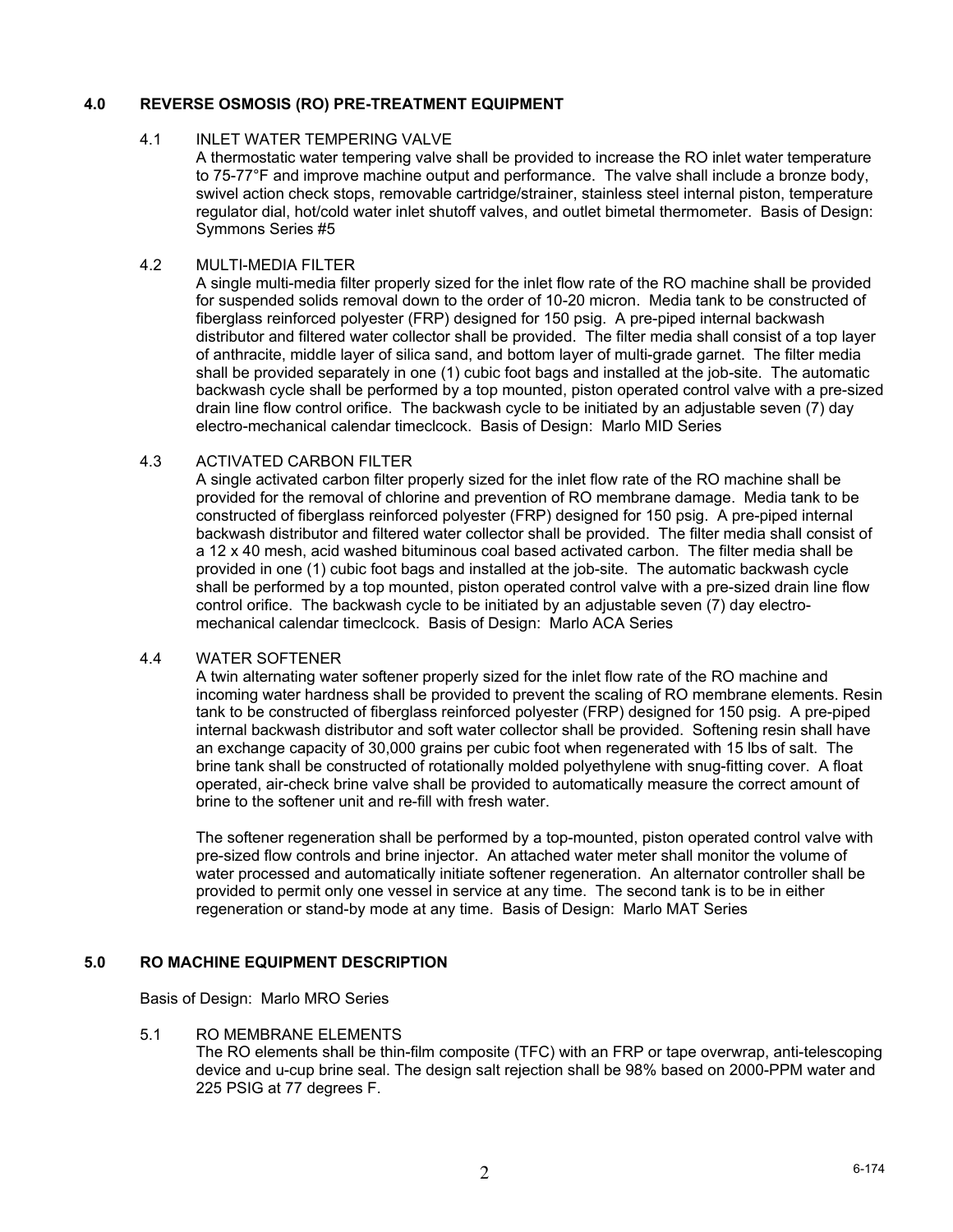## 4.0 REVERSE OSMOSIS (RO) PRE-TREATMENT EQUIPMENT

### 4.1 INLET WATER TEMPERING VALVE

A thermostatic water tempering valve shall be provided to increase the RO inlet water temperature to 75-77°F and improve machine output and performance. The valve shall include a bronze body, swivel action check stops, removable cartridge/strainer, stainless steel internal piston, temperature regulator dial, hot/cold water inlet shutoff valves, and outlet bimetal thermometer. Basis of Design: Symmons Series #5

### 4.2 MULTI-MEDIA FILTER

A single multi-media filter properly sized for the inlet flow rate of the RO machine shall be provided for suspended solids removal down to the order of 10-20 micron. Media tank to be constructed of fiberglass reinforced polyester (FRP) designed for 150 psig. A pre-piped internal backwash distributor and filtered water collector shall be provided. The filter media shall consist of a top layer of anthracite, middle layer of silica sand, and bottom layer of multi-grade garnet. The filter media shall be provided separately in one (1) cubic foot bags and installed at the job-site. The automatic backwash cycle shall be performed by a top mounted, piston operated control valve with a pre-sized drain line flow control orifice. The backwash cycle to be initiated by an adjustable seven (7) day electro-mechanical calendar timeclcock. Basis of Design: Marlo MID Series

### 4.3 ACTIVATED CARBON FILTER

A single activated carbon filter properly sized for the inlet flow rate of the RO machine shall be provided for the removal of chlorine and prevention of RO membrane damage. Media tank to be constructed of fiberglass reinforced polyester (FRP) designed for 150 psig. A pre-piped internal backwash distributor and filtered water collector shall be provided. The filter media shall consist of a 12 x 40 mesh, acid washed bituminous coal based activated carbon. The filter media shall be provided in one (1) cubic foot bags and installed at the job-site. The automatic backwash cycle shall be performed by a top mounted, piston operated control valve with a pre-sized drain line flow control orifice. The backwash cycle to be initiated by an adjustable seven (7) day electro-mechanical calendar timeclcock. Basis of Design: Marlo ACA Series

### 4.4 WATER SOFTENER

A twin alternating water softener properly sized for the inlet flow rate of the RO machine and incoming water hardness shall be provided to prevent the scaling of RO membrane elements. Resin tank to be constructed of fiberglass reinforced polyester (FRP) designed for 150 psig. A pre-piped internal backwash distributor and soft water collector shall be provided. Softening resin shall have an exchange capacity of 30,000 grains per cubic foot when regenerated with 15 lbs of salt. The brine tank shall be constructed of rotationally molded polyethylene with snug-fitting cover. A float operated, air-check brine valve shall be provided to automatically measure the correct amount of brine to the softener unit and re-fill with fresh water.

The softener regeneration shall be performed by a top-mounted, piston operated control valve with pre-sized flow controls and brine injector. An attached water meter shall monitor the volume of water processed and automatically initiate softener regeneration. An alternator controller shall be provided to permit only one vessel in service at any time. The second tank is to be in either regeneration or stand-by mode at any time. Basis of Design: Marlo MAT Series

## 5.0 RO MACHINE EQUIPMENT DESCRIPTION

Basis of Design: Marlo MRO Series

### 5.1 RO MEMBRANE ELEMENTS

The RO elements shall be thin-film composite (TFC) with an FRP or tape overwrap, anti-telescoping device and u-cup brine seal. The design salt rejection shall be 98% based on 2000-PPM water and 225 PSIG at 77 degrees F.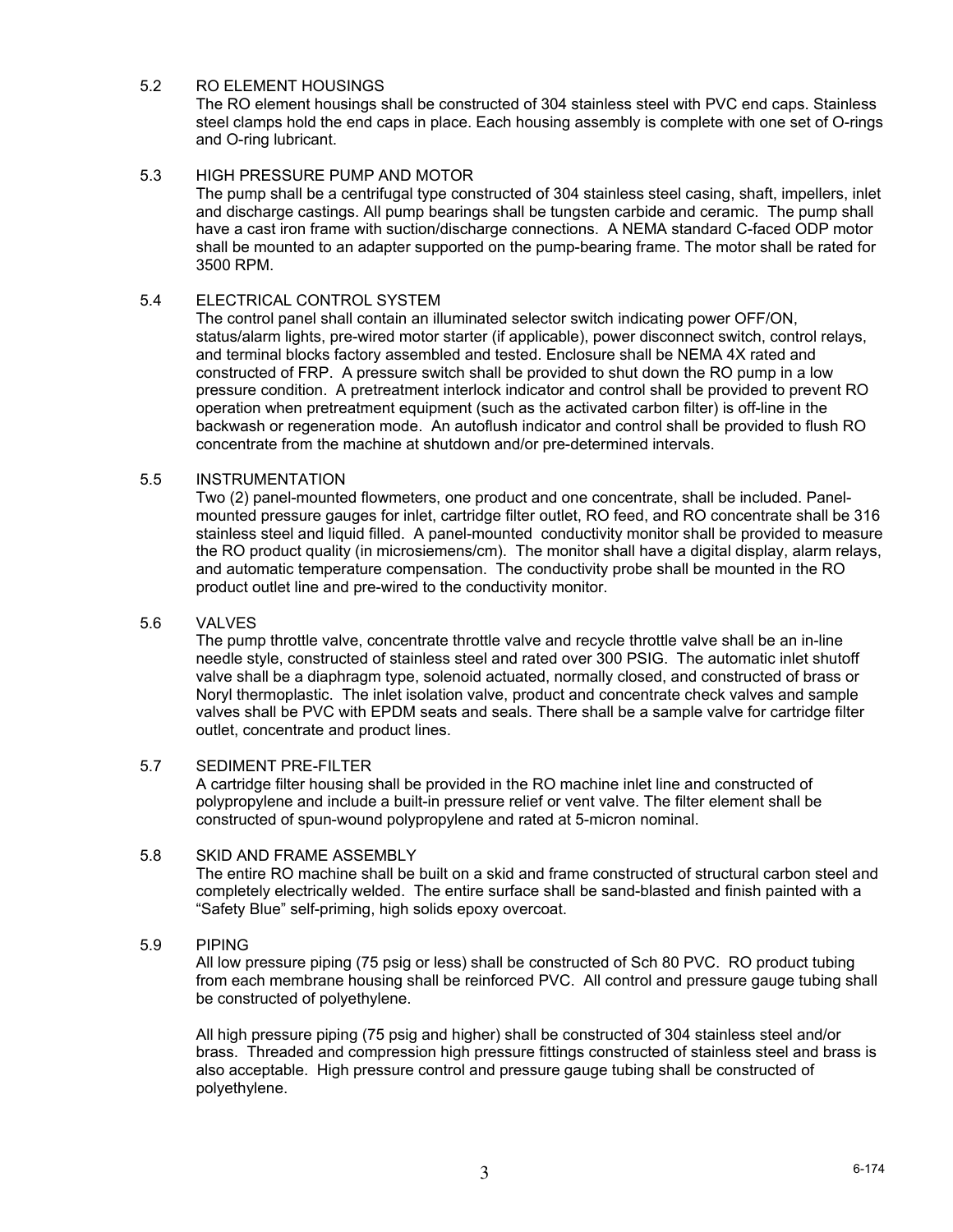### 5.2 RO ELEMENT HOUSINGS

The RO element housings shall be constructed of 304 stainless steel with PVC end caps. Stainless steel clamps hold the end caps in place. Each housing assembly is complete with one set of O-rings and O-ring lubricant.

### 5.3 HIGH PRESSURE PUMP AND MOTOR

The pump shall be a centrifugal type constructed of 304 stainless steel casing, shaft, impellers, inlet and discharge castings. All pump bearings shall be tungsten carbide and ceramic. The pump shall have a cast iron frame with suction/discharge connections. A NEMA standard C-faced ODP motor shall be mounted to an adapter supported on the pump-bearing frame. The motor shall be rated for 3500 RPM.

### 5.4 ELECTRICAL CONTROL SYSTEM

The control panel shall contain an illuminated selector switch indicating power OFF/ON, status/alarm lights, pre-wired motor starter (if applicable), power disconnect switch, control relays, and terminal blocks factory assembled and tested. Enclosure shall be NEMA 4X rated and constructed of FRP. A pressure switch shall be provided to shut down the RO pump in a low pressure condition. A pretreatment interlock indicator and control shall be provided to prevent RO operation when pretreatment equipment (such as the activated carbon filter) is off-line in the backwash or regeneration mode. An autoflush indicator and control shall be provided to flush RO concentrate from the machine at shutdown and/or pre-determined intervals.

### 5.5 INSTRUMENTATION

Two (2) panel-mounted flowmeters, one product and one concentrate, shall be included. Panel-mounted pressure gauges for inlet, cartridge filter outlet, RO feed, and RO concentrate shall be 316 stainless steel and liquid filled. A panel-mounted conductivity monitor shall be provided to measure the RO product quality (in microsiemens/cm). The monitor shall have a digital display, alarm relays, and automatic temperature compensation. The conductivity probe shall be mounted in the RO product outlet line and pre-wired to the conductivity monitor.

### 5.6 VALVES

The pump throttle valve, concentrate throttle valve and recycle throttle valve shall be an in-line needle style, constructed of stainless steel and rated over 300 PSIG. The automatic inlet shutoff valve shall be a diaphragm type, solenoid actuated, normally closed, and constructed of brass or Noryl thermoplastic. The inlet isolation valve, product and concentrate check valves and sample valves shall be PVC with EPDM seats and seals. There shall be a sample valve for cartridge filter outlet, concentrate and product lines.

### 5.7 SEDIMENT PRE-FILTER

A cartridge filter housing shall be provided in the RO machine inlet line and constructed of polypropylene and include a built-in pressure relief or vent valve. The filter element shall be constructed of spun-wound polypropylene and rated at 5-micron nominal.

### 5.8 SKID AND FRAME ASSEMBLY

The entire RO machine shall be built on a skid and frame constructed of structural carbon steel and completely electrically welded. The entire surface shall be sand-blasted and finish painted with a "Safety Blue" self-priming, high solids epoxy overcoat.

### 5.9 PIPING

All low pressure piping (75 psig or less) shall be constructed of Sch 80 PVC. RO product tubing from each membrane housing shall be reinforced PVC. All control and pressure gauge tubing shall be constructed of polyethylene.

All high pressure piping (75 psig and higher) shall be constructed of 304 stainless steel and/or brass. Threaded and compression high pressure fittings constructed of stainless steel and brass is also acceptable. High pressure control and pressure gauge tubing shall be constructed of polyethylene.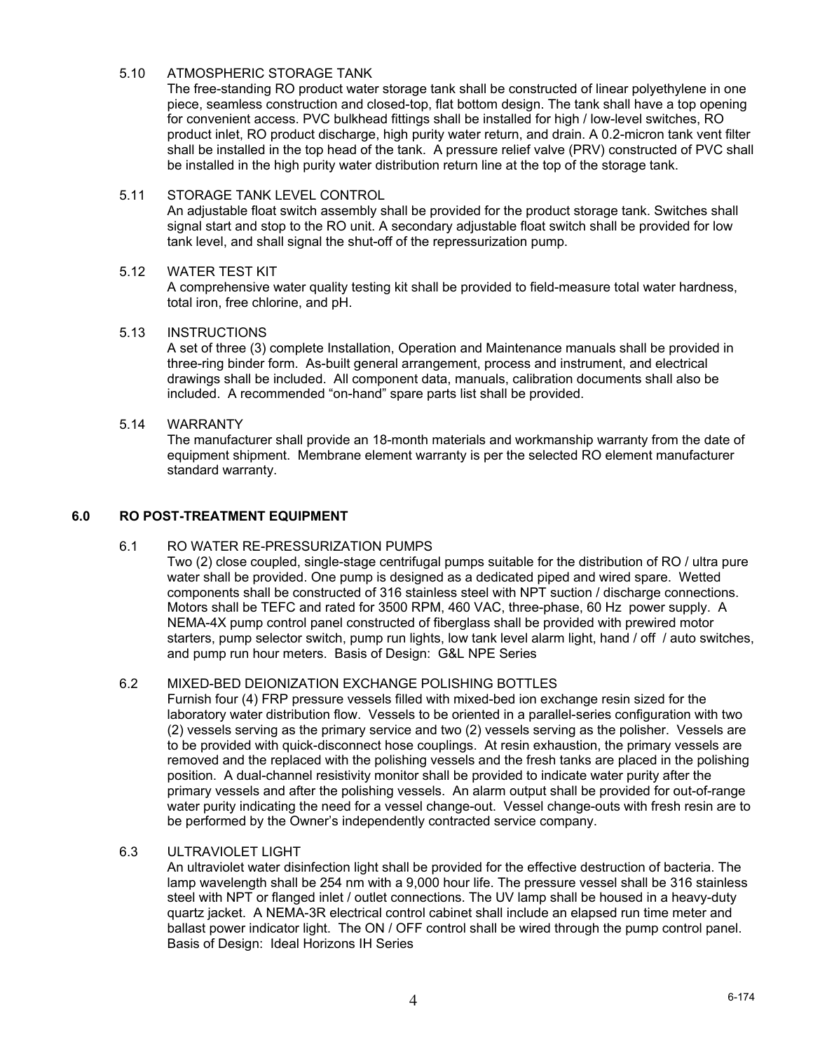#### 5.10 ATMOSPHERIC STORAGE TANK

The free-standing RO product water storage tank shall be constructed of linear polyethylene in one piece, seamless construction and closed-top, flat bottom design. The tank shall have a top opening for convenient access. PVC bulkhead fittings shall be installed for high / low-level switches, RO product inlet, RO product discharge, high purity water return, and drain. A 0.2-micron tank vent filter shall be installed in the top head of the tank. A pressure relief valve (PRV) constructed of PVC shall be installed in the high purity water distribution return line at the top of the storage tank.

#### 5.11 STORAGE TANK LEVEL CONTROL

An adjustable float switch assembly shall be provided for the product storage tank. Switches shall signal start and stop to the RO unit. A secondary adjustable float switch shall be provided for low tank level, and shall signal the shut-off of the repressurization pump.

#### 5.12 WATER TEST KIT

A comprehensive water quality testing kit shall be provided to field-measure total water hardness, total iron, free chlorine, and pH.

#### 5.13 INSTRUCTIONS

A set of three (3) complete Installation, Operation and Maintenance manuals shall be provided in three-ring binder form. As-built general arrangement, process and instrument, and electrical drawings shall be included. All component data, manuals, calibration documents shall also be included. A recommended "on-hand" spare parts list shall be provided.

#### 5.14 WARRANTY

The manufacturer shall provide an 18-month materials and workmanship warranty from the date of equipment shipment. Membrane element warranty is per the selected RO element manufacturer standard warranty.

## 6.0 RO POST-TREATMENT EQUIPMENT

#### 6.1 RO WATER RE-PRESSURIZATION PUMPS

Two (2) close coupled, single-stage centrifugal pumps suitable for the distribution of RO / ultra pure water shall be provided. One pump is designed as a dedicated piped and wired spare. Wetted components shall be constructed of 316 stainless steel with NPT suction / discharge connections. Motors shall be TEFC and rated for 3500 RPM, 460 VAC, three-phase, 60 Hz power supply. A NEMA-4X pump control panel constructed of fiberglass shall be provided with prewired motor starters, pump selector switch, pump run lights, low tank level alarm light, hand / off / auto switches, and pump run hour meters. Basis of Design: G&L NPE Series

#### 6.2 MIXED-BED DEIONIZATION EXCHANGE POLISHING BOTTLES

Furnish four (4) FRP pressure vessels filled with mixed-bed ion exchange resin sized for the laboratory water distribution flow. Vessels to be oriented in a parallel-series configuration with two (2) vessels serving as the primary service and two (2) vessels serving as the polisher. Vessels are to be provided with quick-disconnect hose couplings. At resin exhaustion, the primary vessels are removed and the replaced with the polishing vessels and the fresh tanks are placed in the polishing position. A dual-channel resistivity monitor shall be provided to indicate water purity after the primary vessels and after the polishing vessels. An alarm output shall be provided for out-of-range water purity indicating the need for a vessel change-out. Vessel change-outs with fresh resin are to be performed by the Owner's independently contracted service company.

#### 6.3 ULTRAVIOLET LIGHT

An ultraviolet water disinfection light shall be provided for the effective destruction of bacteria. The lamp wavelength shall be 254 nm with a 9,000 hour life. The pressure vessel shall be 316 stainless steel with NPT or flanged inlet / outlet connections. The UV lamp shall be housed in a heavy-duty quartz jacket. A NEMA-3R electrical control cabinet shall include an elapsed run time meter and ballast power indicator light. The ON / OFF control shall be wired through the pump control panel. Basis of Design: Ideal Horizons IH Series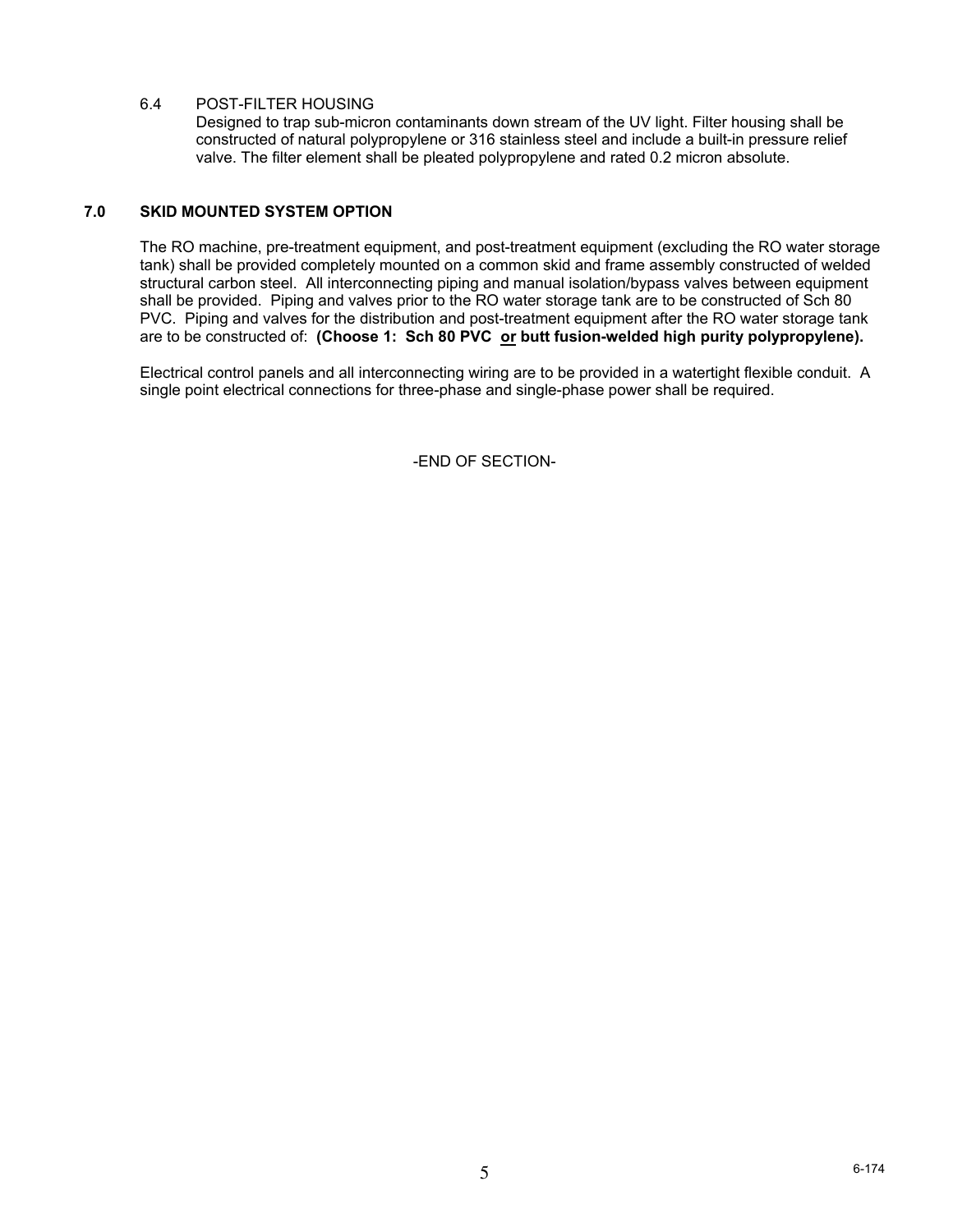6.4 POST-FILTER HOUSING

Designed to trap sub-micron contaminants down stream of the UV light. Filter housing shall be constructed of natural polypropylene or 316 stainless steel and include a built-in pressure relief valve. The filter element shall be pleated polypropylene and rated 0.2 micron absolute.

## 7.0 SKID MOUNTED SYSTEM OPTION

The RO machine, pre-treatment equipment, and post-treatment equipment (excluding the RO water storage tank) shall be provided completely mounted on a common skid and frame assembly constructed of welded structural carbon steel. All interconnecting piping and manual isolation/bypass valves between equipment shall be provided. Piping and valves prior to the RO water storage tank are to be constructed of Sch 80 PVC. Piping and valves for the distribution and post-treatment equipment after the RO water storage tank are to be constructed of: **(Choose 1: Sch 80 PVC <u>or</u> butt fusion-welded high purity polypropylene).**

Electrical control panels and all interconnecting wiring are to be provided in a watertight flexible conduit. A single point electrical connections for three-phase and single-phase power shall be required.

-END OF SECTION-